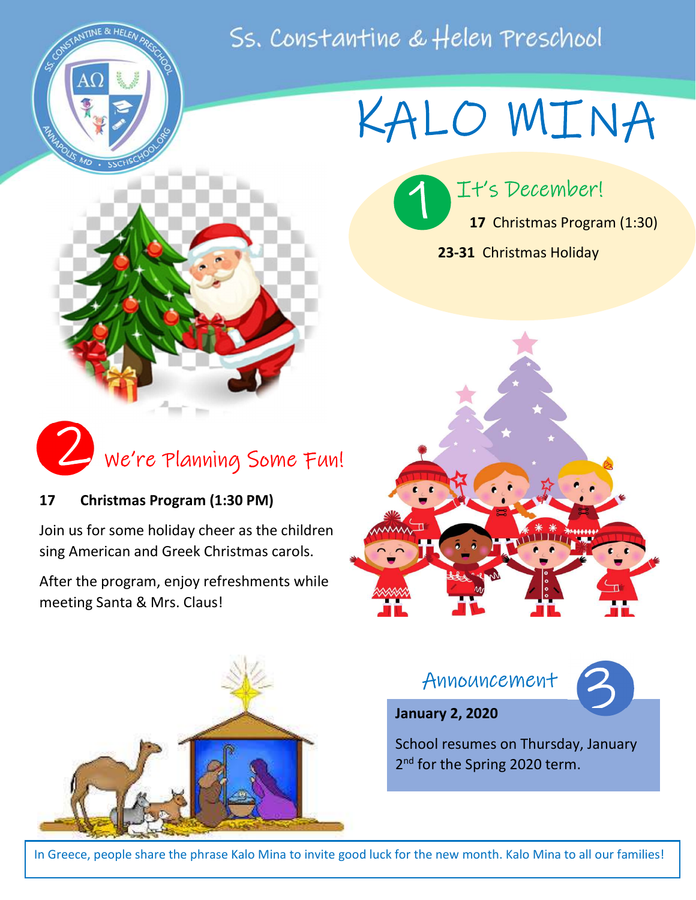# Ss. Constantine & Helen Preschool

# KALO MINA

## 1 It's December!

**17** Christmas Program (1:30)

**23-31** Christmas Holiday

## 2 We're Planning Some Fun!

**17 Christmas Program (1:30 PM)**

Join us for some holiday cheer as the children sing American and Greek Christmas carols.

After the program, enjoy refreshments while meeting Santa & Mrs. Claus!

## Announcement 3

**January 2, 2020**

School resumes on Thursday, January 2nd for the Spring 2020 term.

In Greece, people share the phrase Kalo Mina to invite good luck for the new month. Kalo Mina to all our families!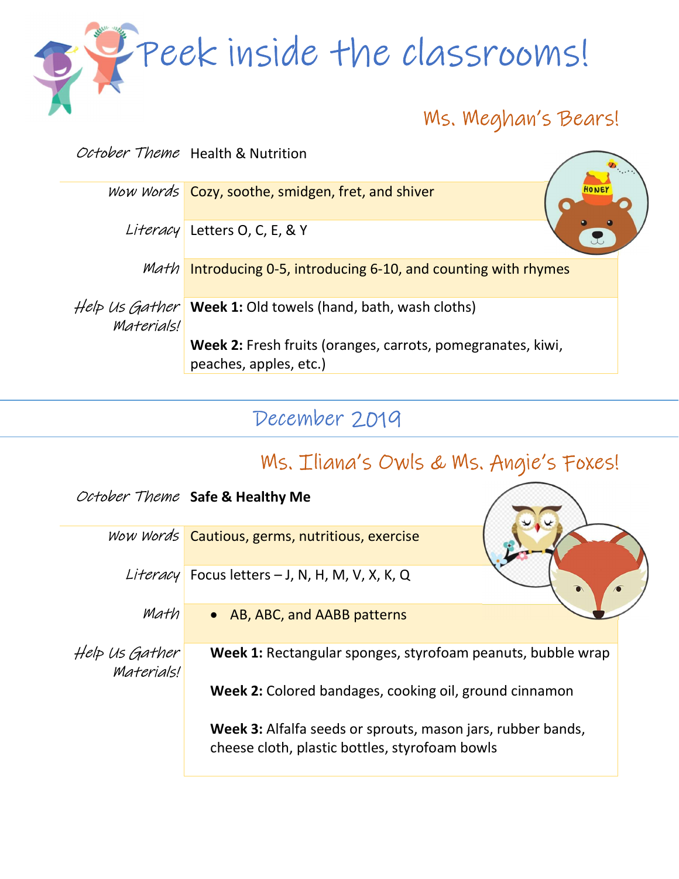# Peek inside the classrooms!

## Ms. Meghan's Bears!

| | |
|---|---|
| *October Theme* | Health & Nutrition |
| *Wow Words* | Cozy, soothe, smidgen, fret, and shiver |
| *Literacy* | Letters O, C, E, & Y |
| *Math* | Introducing 0-5, introducing 6-10, and counting with rhymes |
| *Help Us Gather Materials!* | **Week 1:** Old towels (hand, bath, wash cloths)<br><br>**Week 2:** Fresh fruits (oranges, carrots, pomegranates, kiwi, peaches, apples, etc.) |

## December 2019

## Ms. Iliana's Owls & Ms. Angie's Foxes!

| | |
|---|---|
| *October Theme* | **Safe & Healthy Me** |
| *Wow Words* | Cautious, germs, nutritious, exercise |
| *Literacy* | Focus letters – J, N, H, M, V, X, K, Q |
| *Math* | • AB, ABC, and AABB patterns |
| *Help Us Gather Materials!* | **Week 1:** Rectangular sponges, styrofoam peanuts, bubble wrap<br><br>**Week 2:** Colored bandages, cooking oil, ground cinnamon<br><br>**Week 3:** Alfalfa seeds or sprouts, mason jars, rubber bands, cheese cloth, plastic bottles, styrofoam bowls |